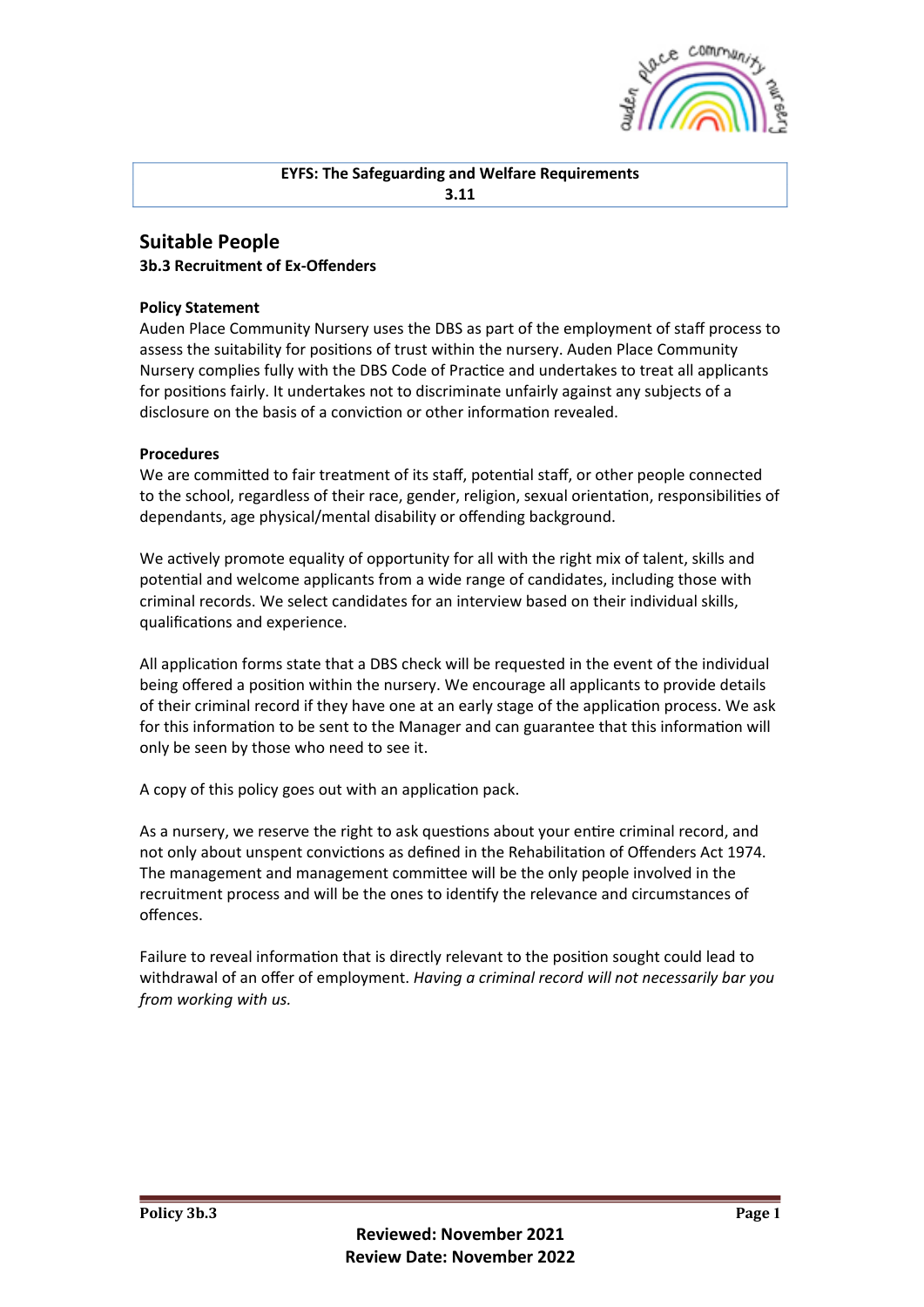**EYFS: The Safeguarding and Welfare Requirements**
**3.11**

## Suitable People

### 3b.3 Recruitment of Ex-Offenders

**Policy Statement**

Auden Place Community Nursery uses the DBS as part of the employment of staff process to assess the suitability for positions of trust within the nursery. Auden Place Community Nursery complies fully with the DBS Code of Practice and undertakes to treat all applicants for positions fairly. It undertakes not to discriminate unfairly against any subjects of a disclosure on the basis of a conviction or other information revealed.

**Procedures**

We are committed to fair treatment of its staff, potential staff, or other people connected to the school, regardless of their race, gender, religion, sexual orientation, responsibilities of dependants, age physical/mental disability or offending background.

We actively promote equality of opportunity for all with the right mix of talent, skills and potential and welcome applicants from a wide range of candidates, including those with criminal records. We select candidates for an interview based on their individual skills, qualifications and experience.

All application forms state that a DBS check will be requested in the event of the individual being offered a position within the nursery. We encourage all applicants to provide details of their criminal record if they have one at an early stage of the application process. We ask for this information to be sent to the Manager and can guarantee that this information will only be seen by those who need to see it.

A copy of this policy goes out with an application pack.

As a nursery, we reserve the right to ask questions about your entire criminal record, and not only about unspent convictions as defined in the Rehabilitation of Offenders Act 1974. The management and management committee will be the only people involved in the recruitment process and will be the ones to identify the relevance and circumstances of offences.

Failure to reveal information that is directly relevant to the position sought could lead to withdrawal of an offer of employment. *Having a criminal record will not necessarily bar you from working with us.*

**Reviewed: November 2021**
**Review Date: November 2022**